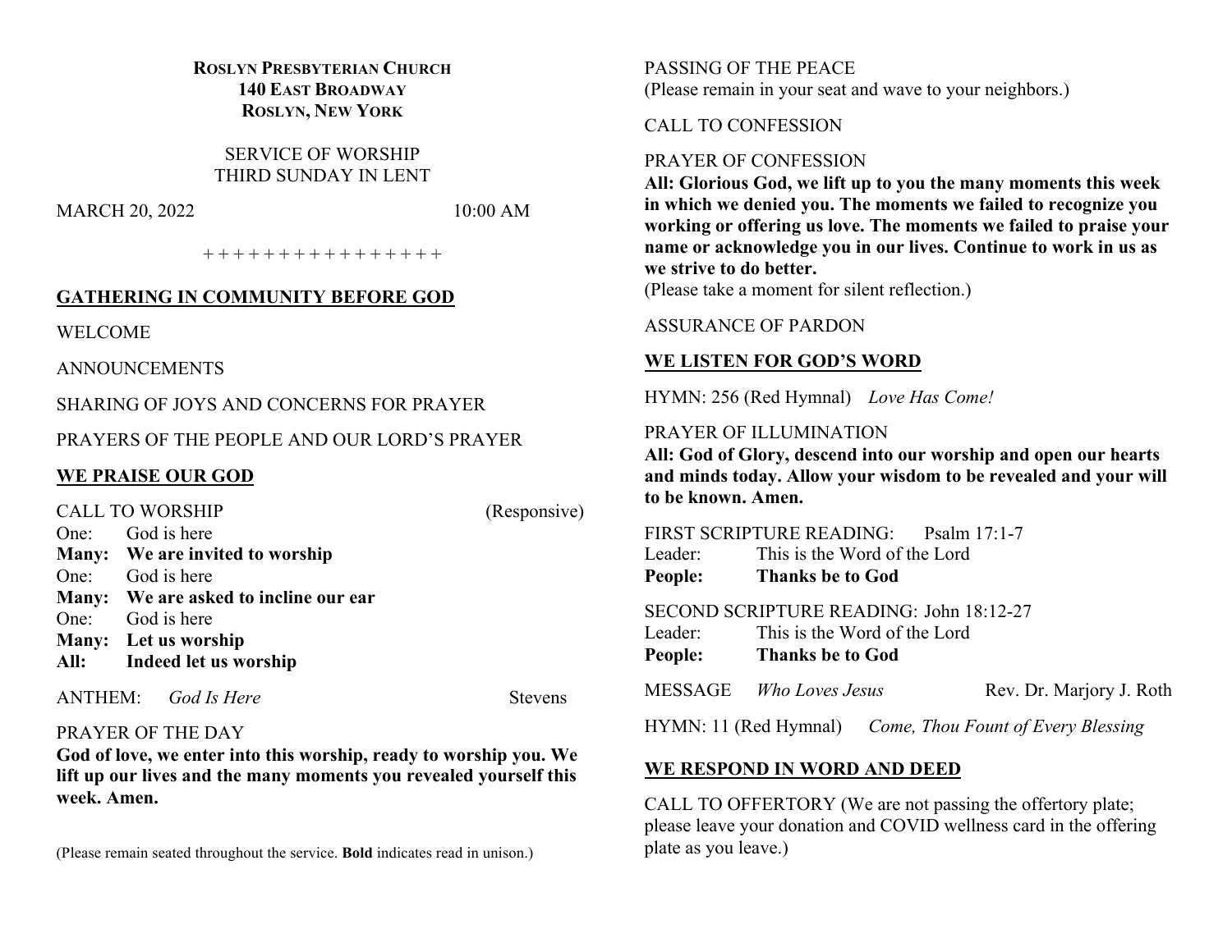**ROSLYN PRESBYTERIAN CHURCH**
**140 EAST BROADWAY**
**ROSLYN, NEW YORK**

SERVICE OF WORSHIP
THIRD SUNDAY IN LENT

MARCH 20, 2022 10:00 AM

+ + + + + + + + + + + + + + + +

## GATHERING IN COMMUNITY BEFORE GOD

WELCOME

ANNOUNCEMENTS

SHARING OF JOYS AND CONCERNS FOR PRAYER

PRAYERS OF THE PEOPLE AND OUR LORD'S PRAYER

## WE PRAISE OUR GOD

CALL TO WORSHIP (Responsive)

One: God is here
**Many: We are invited to worship**
One: God is here
**Many: We are asked to incline our ear**
One: God is here
**Many: Let us worship**
**All: Indeed let us worship**

ANTHEM: *God Is Here* Stevens

PRAYER OF THE DAY
**God of love, we enter into this worship, ready to worship you. We lift up our lives and the many moments you revealed yourself this week. Amen.**

(Please remain seated throughout the service. **Bold** indicates read in unison.)

PASSING OF THE PEACE
(Please remain in your seat and wave to your neighbors.)

CALL TO CONFESSION

PRAYER OF CONFESSION
**All: Glorious God, we lift up to you the many moments this week in which we denied you. The moments we failed to recognize you working or offering us love. The moments we failed to praise your name or acknowledge you in our lives. Continue to work in us as we strive to do better.**
(Please take a moment for silent reflection.)

ASSURANCE OF PARDON

## WE LISTEN FOR GOD'S WORD

HYMN: 256 (Red Hymnal) *Love Has Come!*

PRAYER OF ILLUMINATION
**All: God of Glory, descend into our worship and open our hearts and minds today. Allow your wisdom to be revealed and your will to be known. Amen.**

FIRST SCRIPTURE READING: Psalm 17:1-7
Leader: This is the Word of the Lord
**People: Thanks be to God**

SECOND SCRIPTURE READING: John 18:12-27
Leader: This is the Word of the Lord
**People: Thanks be to God**

MESSAGE *Who Loves Jesus* Rev. Dr. Marjory J. Roth

HYMN: 11 (Red Hymnal) *Come, Thou Fount of Every Blessing*

## WE RESPOND IN WORD AND DEED

CALL TO OFFERTORY (We are not passing the offertory plate; please leave your donation and COVID wellness card in the offering plate as you leave.)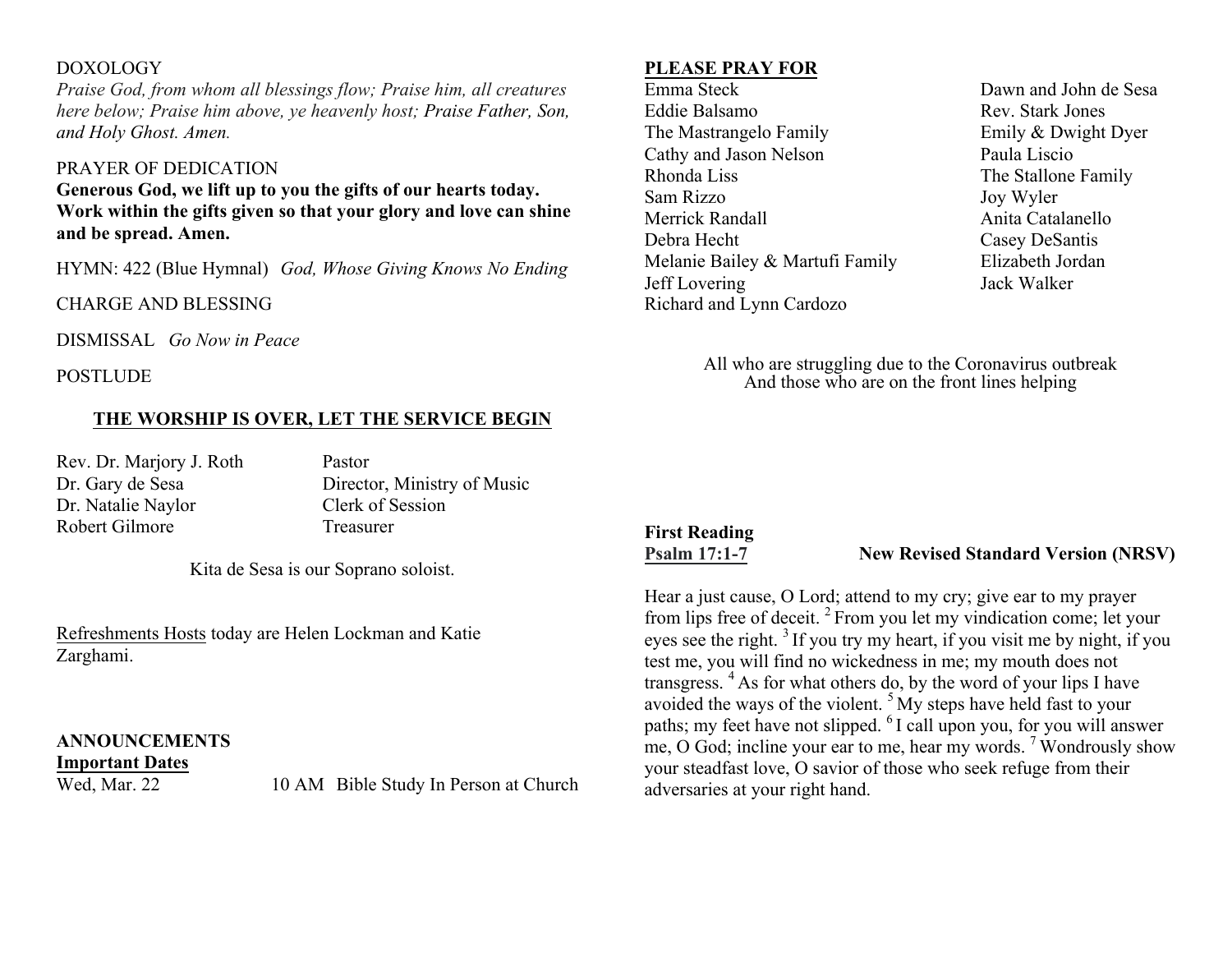DOXOLOGY

*Praise God, from whom all blessings flow; Praise him, all creatures here below; Praise him above, ye heavenly host; Praise Father, Son, and Holy Ghost. Amen.*

PRAYER OF DEDICATION

**Generous God, we lift up to you the gifts of our hearts today. Work within the gifts given so that your glory and love can shine and be spread. Amen.**

HYMN: 422 (Blue Hymnal) *God, Whose Giving Knows No Ending*

CHARGE AND BLESSING

DISMISSAL *Go Now in Peace*

POSTLUDE

**THE WORSHIP IS OVER, LET THE SERVICE BEGIN**

| | |
|---|---|
| Rev. Dr. Marjory J. Roth | Pastor |
| Dr. Gary de Sesa | Director, Ministry of Music |
| Dr. Natalie Naylor | Clerk of Session |
| Robert Gilmore | Treasurer |

Kita de Sesa is our Soprano soloist.

Refreshments Hosts today are Helen Lockman and Katie Zarghami.

**ANNOUNCEMENTS**

**Important Dates**

Wed, Mar. 22 — 10 AM Bible Study In Person at Church

**PLEASE PRAY FOR**

- Emma Steck
- Eddie Balsamo
- The Mastrangelo Family
- Cathy and Jason Nelson
- Rhonda Liss
- Sam Rizzo
- Merrick Randall
- Debra Hecht
- Melanie Bailey & Martufi Family
- Jeff Lovering
- Richard and Lynn Cardozo
- Dawn and John de Sesa
- Rev. Stark Jones
- Emily & Dwight Dyer
- Paula Liscio
- The Stallone Family
- Joy Wyler
- Anita Catalanello
- Casey DeSantis
- Elizabeth Jordan
- Jack Walker

All who are struggling due to the Coronavirus outbreak
And those who are on the front lines helping

**First Reading**

**Psalm 17:1-7** **New Revised Standard Version (NRSV)**

Hear a just cause, O Lord; attend to my cry; give ear to my prayer from lips free of deceit. [2] From you let my vindication come; let your eyes see the right. [3] If you try my heart, if you visit me by night, if you test me, you will find no wickedness in me; my mouth does not transgress. [4] As for what others do, by the word of your lips I have avoided the ways of the violent. [5] My steps have held fast to your paths; my feet have not slipped. [6] I call upon you, for you will answer me, O God; incline your ear to me, hear my words. [7] Wondrously show your steadfast love, O savior of those who seek refuge from their adversaries at your right hand.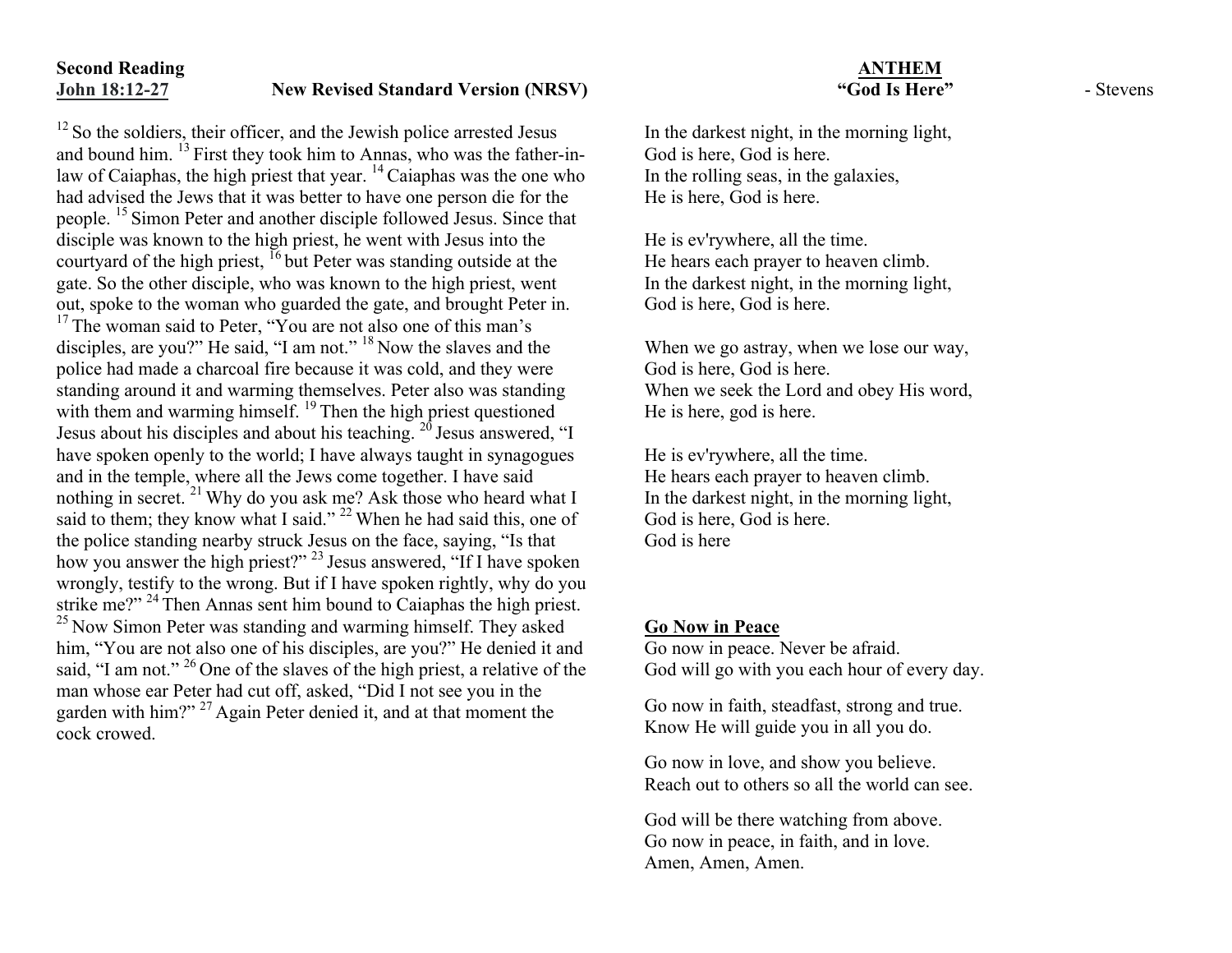**Second Reading**
**John 18:12-27** **New Revised Standard Version (NRSV)**

[12] So the soldiers, their officer, and the Jewish police arrested Jesus and bound him. [13] First they took him to Annas, who was the father-in-law of Caiaphas, the high priest that year. [14] Caiaphas was the one who had advised the Jews that it was better to have one person die for the people. [15] Simon Peter and another disciple followed Jesus. Since that disciple was known to the high priest, he went with Jesus into the courtyard of the high priest, [16] but Peter was standing outside at the gate. So the other disciple, who was known to the high priest, went out, spoke to the woman who guarded the gate, and brought Peter in. [17] The woman said to Peter, "You are not also one of this man's disciples, are you?" He said, "I am not." [18] Now the slaves and the police had made a charcoal fire because it was cold, and they were standing around it and warming themselves. Peter also was standing with them and warming himself. [19] Then the high priest questioned Jesus about his disciples and about his teaching. [20] Jesus answered, "I have spoken openly to the world; I have always taught in synagogues and in the temple, where all the Jews come together. I have said nothing in secret. [21] Why do you ask me? Ask those who heard what I said to them; they know what I said." [22] When he had said this, one of the police standing nearby struck Jesus on the face, saying, "Is that how you answer the high priest?" [23] Jesus answered, "If I have spoken wrongly, testify to the wrong. But if I have spoken rightly, why do you strike me?" [24] Then Annas sent him bound to Caiaphas the high priest. [25] Now Simon Peter was standing and warming himself. They asked him, "You are not also one of his disciples, are you?" He denied it and said, "I am not." [26] One of the slaves of the high priest, a relative of the man whose ear Peter had cut off, asked, "Did I not see you in the garden with him?" [27] Again Peter denied it, and at that moment the cock crowed.

**ANTHEM**
**"God Is Here"** - Stevens

In the darkest night, in the morning light,
God is here, God is here.
In the rolling seas, in the galaxies,
He is here, God is here.

He is ev'rywhere, all the time.
He hears each prayer to heaven climb.
In the darkest night, in the morning light,
God is here, God is here.

When we go astray, when we lose our way,
God is here, God is here.
When we seek the Lord and obey His word,
He is here, god is here.

He is ev'rywhere, all the time.
He hears each prayer to heaven climb.
In the darkest night, in the morning light,
God is here, God is here.
God is here

**Go Now in Peace**
Go now in peace. Never be afraid.
God will go with you each hour of every day.

Go now in faith, steadfast, strong and true.
Know He will guide you in all you do.

Go now in love, and show you believe.
Reach out to others so all the world can see.

God will be there watching from above.
Go now in peace, in faith, and in love.
Amen, Amen, Amen.